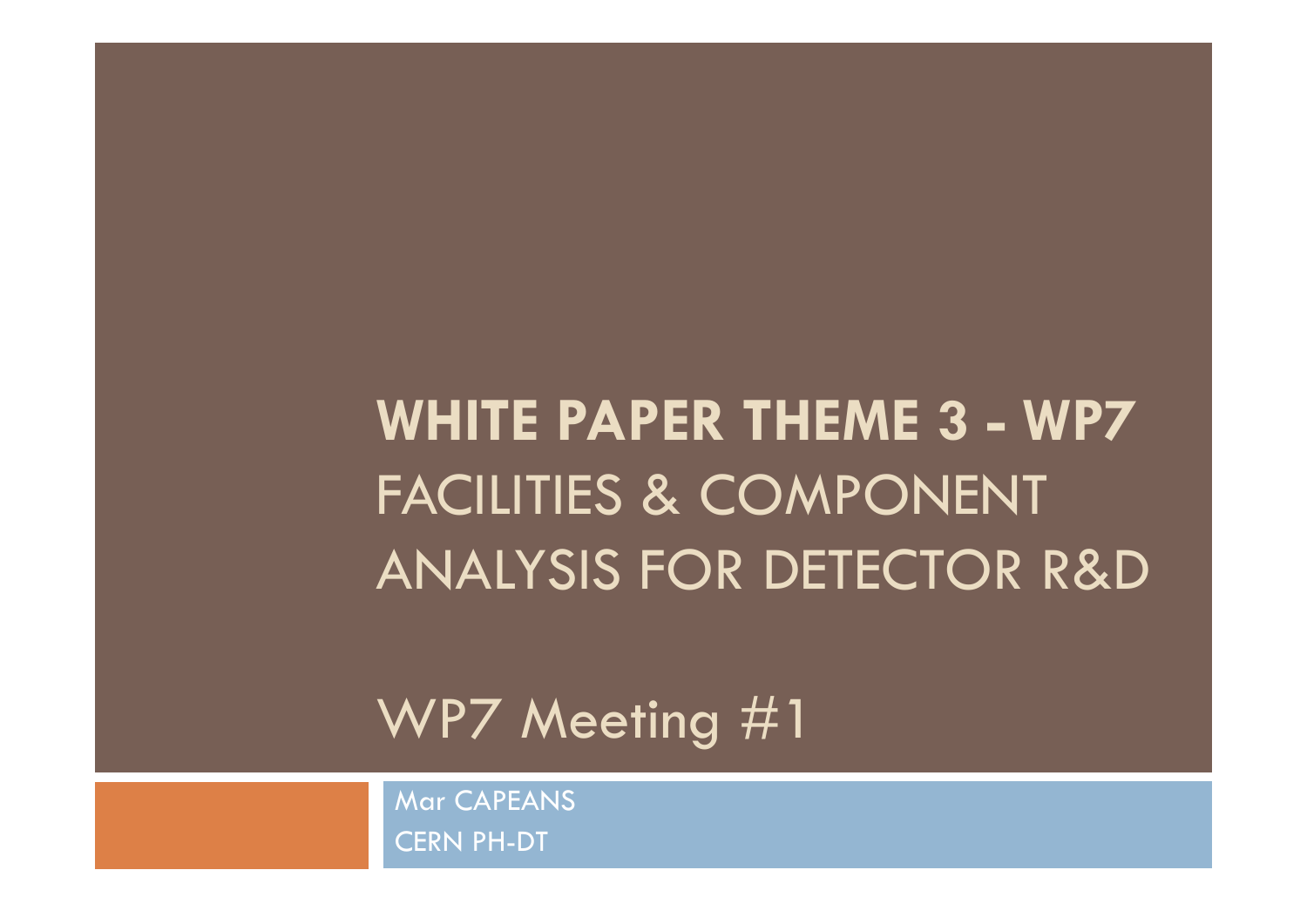# WHITE PAPER THEME 3 - WP7

## FACILITIES & COMPONENT ANALYSIS FOR DETECTOR R&D

## WP7 Meeting #1

Mar CAPEANS

CERN PH-DT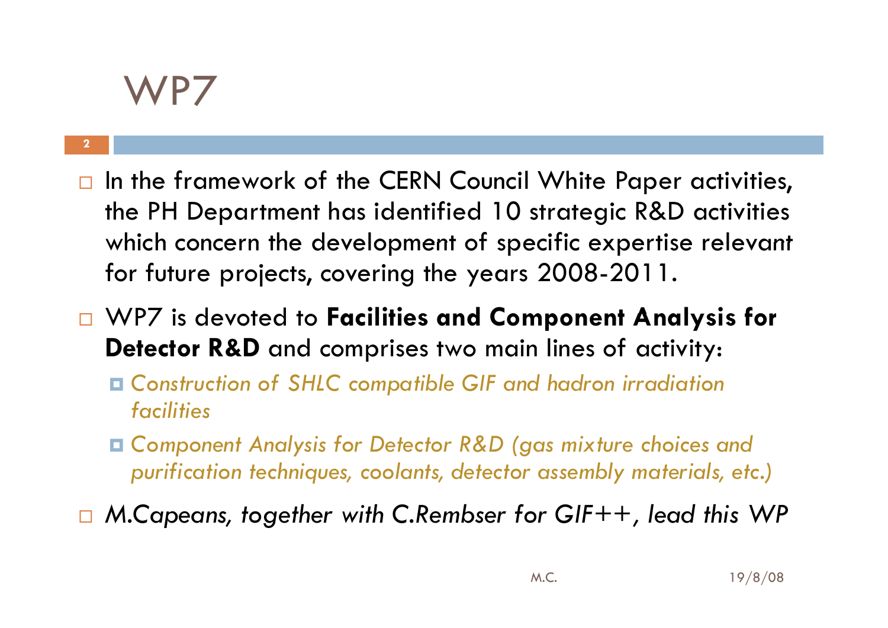# WP7

- In the framework of the CERN Council White Paper activities, the PH Department has identified 10 strategic R&D activities which concern the development of specific expertise relevant for future projects, covering the years 2008-2011.
- WP7 is devoted to **Facilities and Component Analysis for Detector R&D** and comprises two main lines of activity:
  - *Construction of SHLC compatible GIF and hadron irradiation facilities*
  - *Component Analysis for Detector R&D (gas mixture choices and purification techniques, coolants, detector assembly materials, etc.)*
- *M.Capeans, together with C.Rembser for GIF++, lead this WP*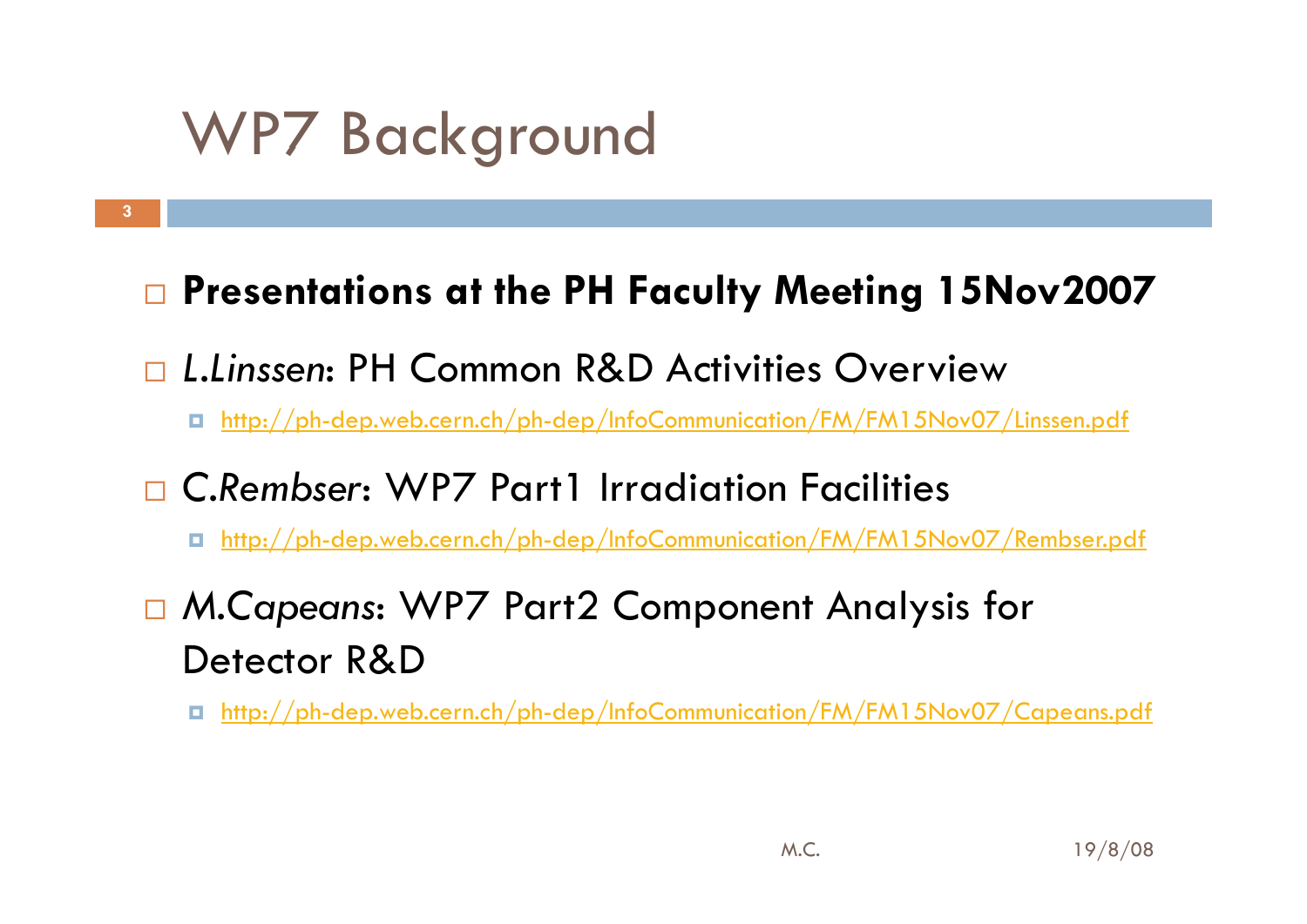# WP7 Background

- **Presentations at the PH Faculty Meeting 15Nov2007**
- *L.Linssen*: PH Common R&D Activities Overview
  - http://ph-dep.web.cern.ch/ph-dep/InfoCommunication/FM/FM15Nov07/Linssen.pdf
- C.*Rembser*: WP7 Part1 Irradiation Facilities
  - http://ph-dep.web.cern.ch/ph-dep/InfoCommunication/FM/FM15Nov07/Rembser.pdf
- *M.Capeans*: WP7 Part2 Component Analysis for Detector R&D
  - http://ph-dep.web.cern.ch/ph-dep/InfoCommunication/FM/FM15Nov07/Capeans.pdf

M.C. 19/8/08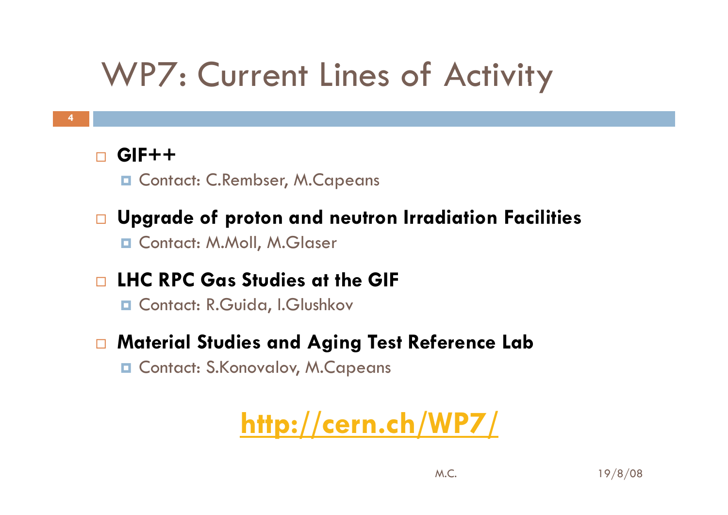# WP7: Current Lines of Activity

- **GIF++**
  - Contact: C.Rembser, M.Capeans
- **Upgrade of proton and neutron Irradiation Facilities**
  - Contact: M.Moll, M.Glaser
- **LHC RPC Gas Studies at the GIF**
  - Contact: R.Guida, I.Glushkov
- **Material Studies and Aging Test Reference Lab**
  - Contact: S.Konovalov, M.Capeans

**http://cern.ch/WP7/**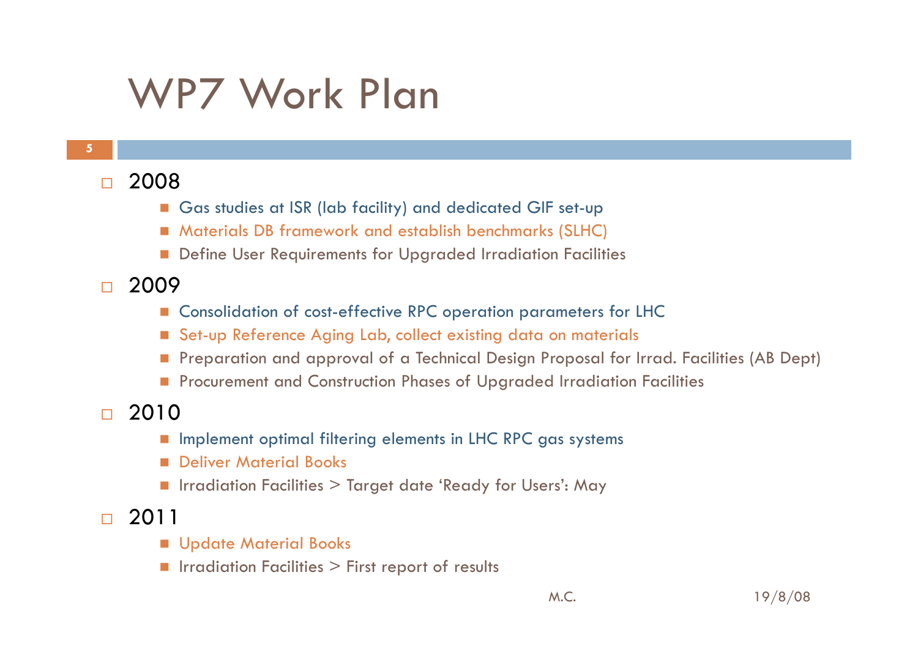# WP7 Work Plan

- 2008
  - Gas studies at ISR (lab facility) and dedicated GIF set-up
  - Materials DB framework and establish benchmarks (SLHC)
  - Define User Requirements for Upgraded Irradiation Facilities
- 2009
  - Consolidation of cost-effective RPC operation parameters for LHC
  - Set-up Reference Aging Lab, collect existing data on materials
  - Preparation and approval of a Technical Design Proposal for Irrad. Facilities (AB Dept)
  - Procurement and Construction Phases of Upgraded Irradiation Facilities
- 2010
  - Implement optimal filtering elements in LHC RPC gas systems
  - Deliver Material Books
  - Irradiation Facilities > Target date 'Ready for Users': May
- 2011
  - Update Material Books
  - Irradiation Facilities > First report of results

M.C. 19/8/08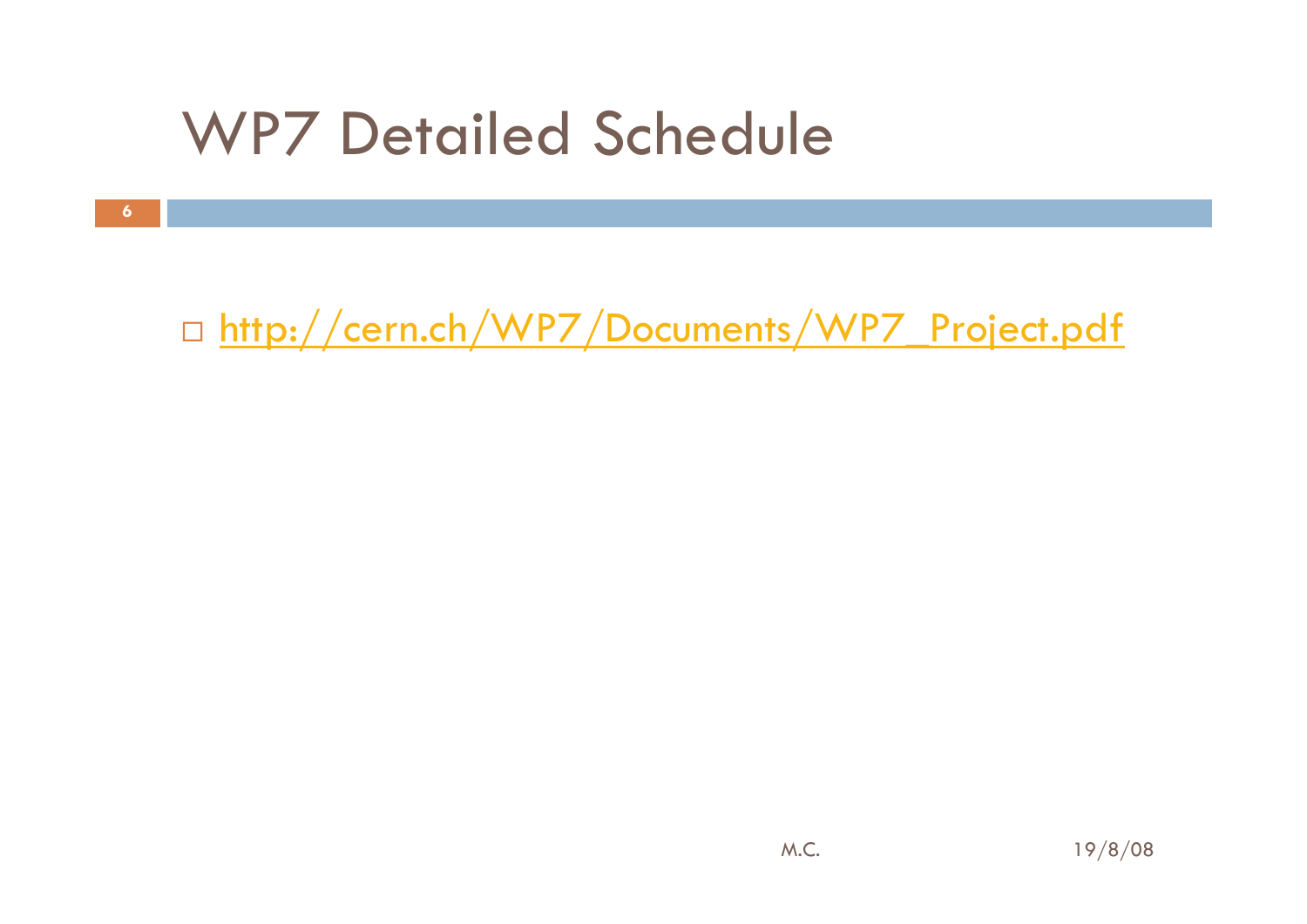# WP7 Detailed Schedule

- http://cern.ch/WP7/Documents/WP7_Project.pdf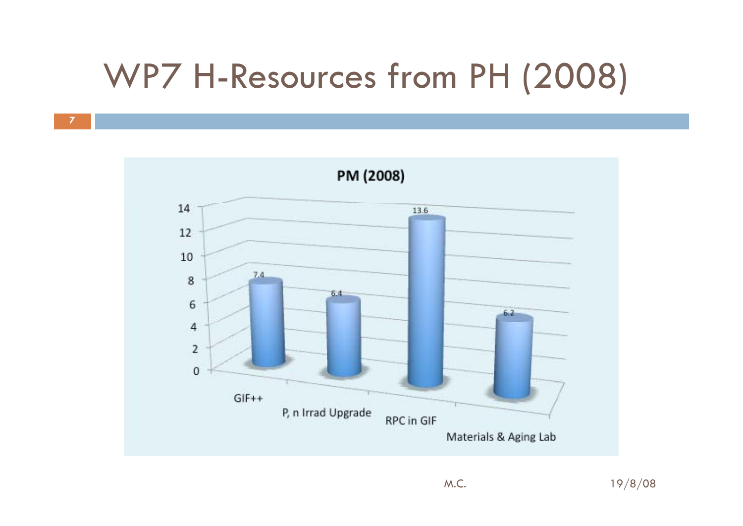# WP7 H-Resources from PH (2008)

**PM (2008)**

| Category | PM |
|---|---|
| GIF++ | 7.4 |
| P, n Irrad Upgrade | 6.4 |
| RPC in GIF | 13.6 |
| Materials & Aging Lab | 6.2 |

M.C.

19/8/08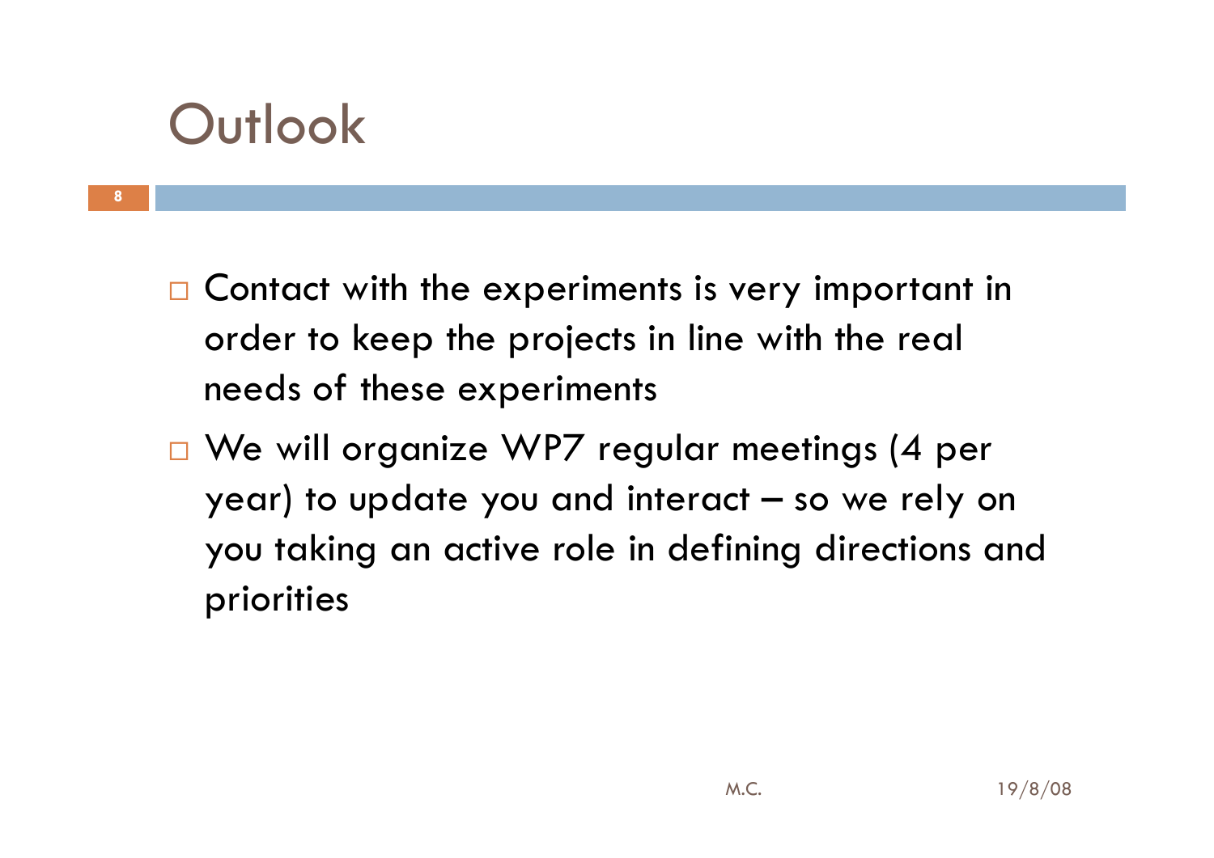# Outlook

- Contact with the experiments is very important in order to keep the projects in line with the real needs of these experiments
- We will organize WP7 regular meetings (4 per year) to update you and interact – so we rely on you taking an active role in defining directions and priorities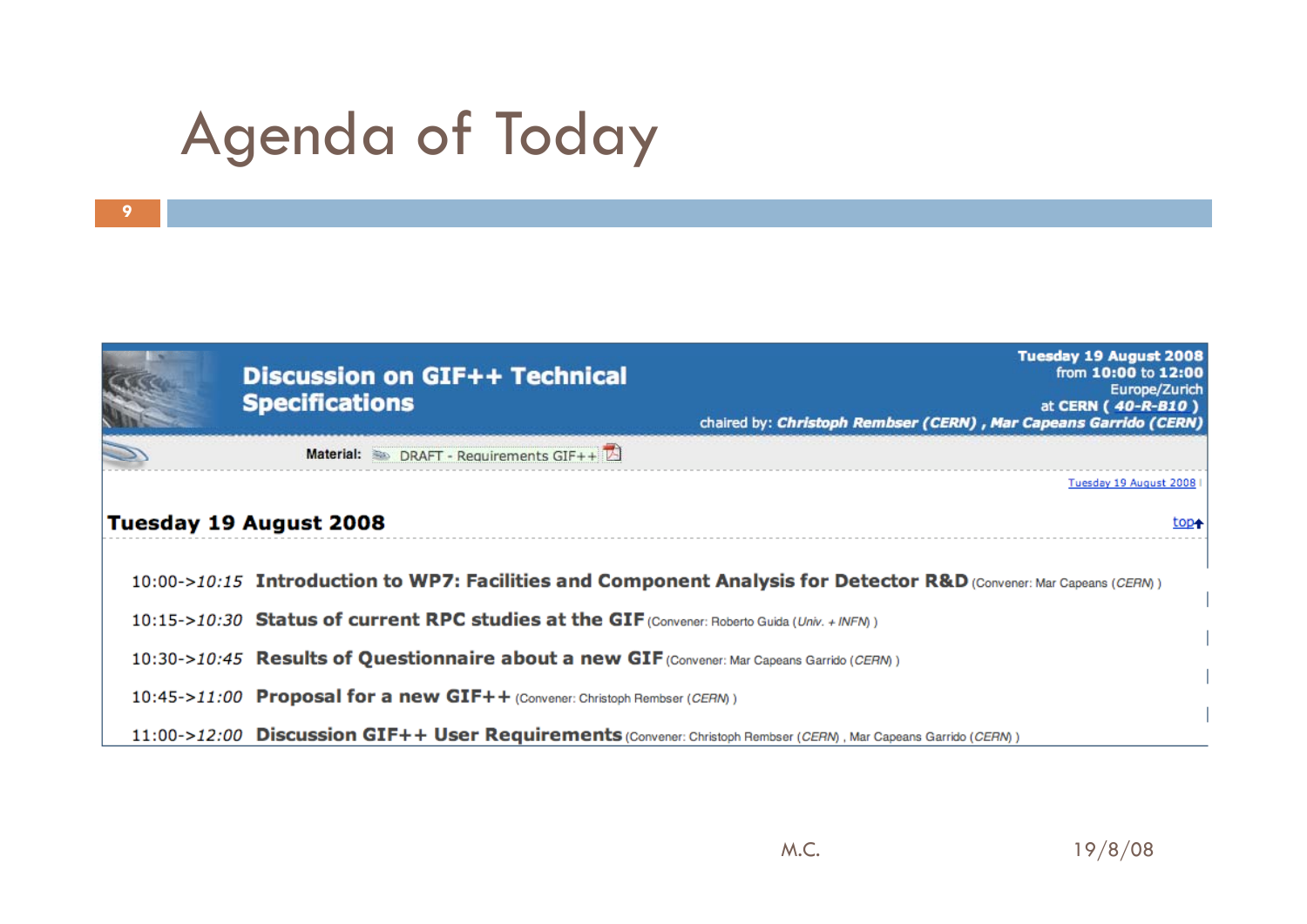# Agenda of Today

## Discussion on GIF++ Technical Specifications

**Tuesday 19 August 2008**
from **10:00** to **12:00**
Europe/Zurich
at CERN ( ***40-R-B10*** )
chaired by: ***Christoph Rembser (CERN) , Mar Capeans Garrido (CERN)***

**Material:** DRAFT - Requirements GIF++

Tuesday 19 August 2008

### Tuesday 19 August 2008

top

10:00->*10:15* **Introduction to WP7: Facilities and Component Analysis for Detector R&D** (Convener: Mar Capeans (*CERN*) )

10:15->*10:30* **Status of current RPC studies at the GIF** (Convener: Roberto Guida (*Univ. + INFN*) )

10:30->*10:45* **Results of Questionnaire about a new GIF** (Convener: Mar Capeans Garrido (*CERN*) )

10:45->*11:00* **Proposal for a new GIF++** (Convener: Christoph Rembser (*CERN*) )

11:00->*12:00* **Discussion GIF++ User Requirements** (Convener: Christoph Rembser (*CERN*) , Mar Capeans Garrido (*CERN*) )

M.C. 19/8/08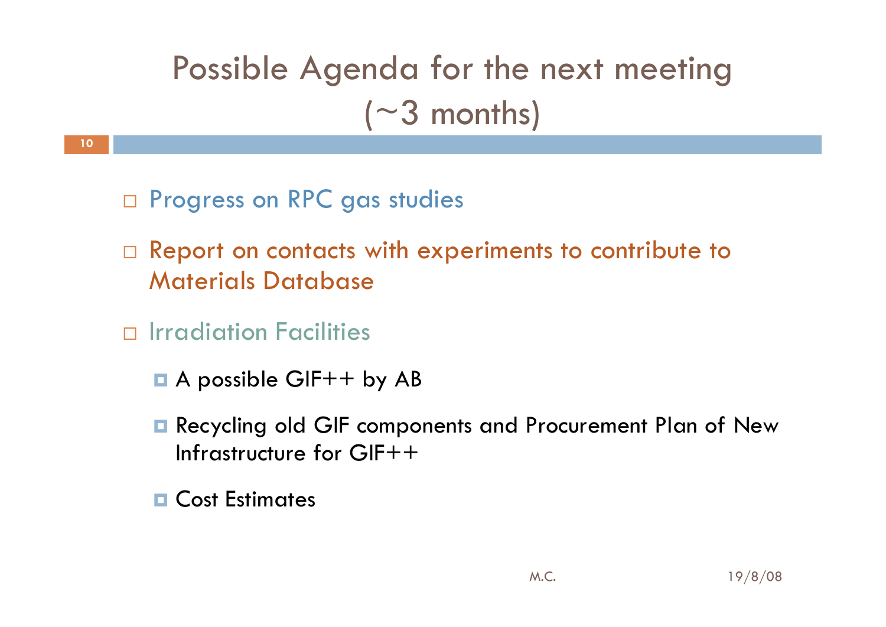# Possible Agenda for the next meeting (~3 months)

- Progress on RPC gas studies
- Report on contacts with experiments to contribute to Materials Database
- Irradiation Facilities
  - A possible GIF++ by AB
  - Recycling old GIF components and Procurement Plan of New Infrastructure for GIF++
  - Cost Estimates

M.C. 19/8/08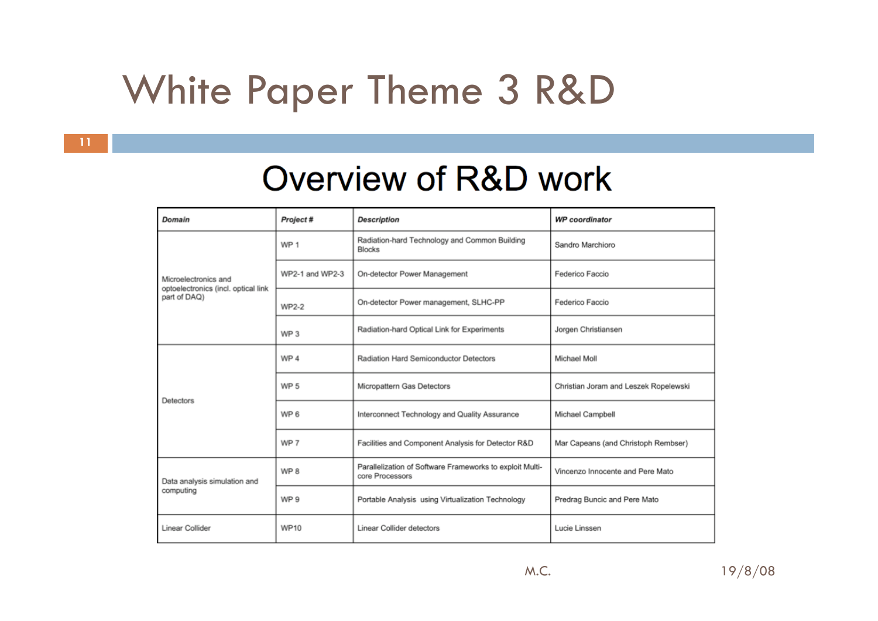# White Paper Theme 3 R&D

## Overview of R&D work

| *Domain* | *Project #* | *Description* | *WP coordinator* |
|---|---|---|---|
| Microelectronics and optoelectronics (incl. optical link part of DAQ) | WP 1 | Radiation-hard Technology and Common Building Blocks | Sandro Marchioro |
| | WP2-1 and WP2-3 | On-detector Power Management | Federico Faccio |
| | WP2-2 | On-detector Power management, SLHC-PP | Federico Faccio |
| | WP 3 | Radiation-hard Optical Link for Experiments | Jorgen Christiansen |
| Detectors | WP 4 | Radiation Hard Semiconductor Detectors | Michael Moll |
| | WP 5 | Micropattern Gas Detectors | Christian Joram and Leszek Ropelewski |
| | WP 6 | Interconnect Technology and Quality Assurance | Michael Campbell |
| | WP 7 | Facilities and Component Analysis for Detector R&D | Mar Capeans (and Christoph Rembser) |
| Data analysis simulation and computing | WP 8 | Parallelization of Software Frameworks to exploit Multi-core Processors | Vincenzo Innocente and Pere Mato |
| | WP 9 | Portable Analysis using Virtualization Technology | Predrag Buncic and Pere Mato |
| Linear Collider | WP10 | Linear Collider detectors | Lucie Linssen |

M.C.

19/8/08